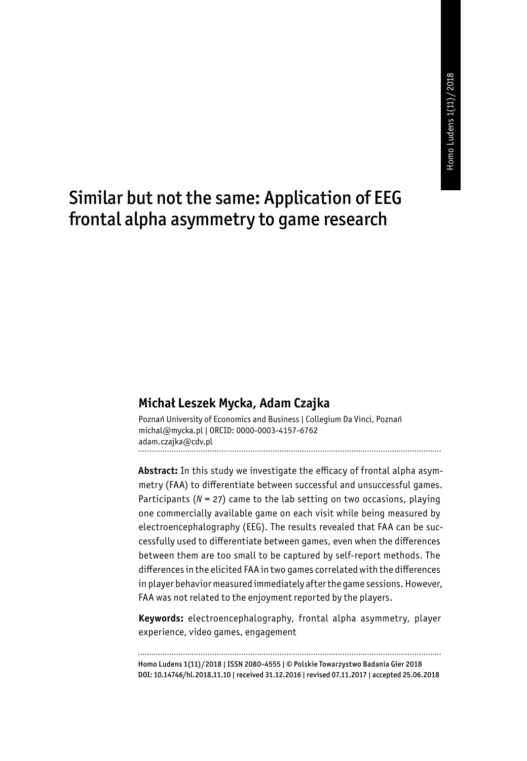# Similar but not the same: Application of EEG frontal alpha asymmetry to game research

## Michał Leszek Mycka, Adam Czajka

Poznań University of Economics and Business | Collegium Da Vinci, Poznań
michal@mycka.pl | ORCID: 0000-0003-4157-6762
adam.czajka@cdv.pl

**Abstract:** In this study we investigate the efficacy of frontal alpha asymmetry (FAA) to differentiate between successful and unsuccessful games. Participants (*N* = 27) came to the lab setting on two occasions, playing one commercially available game on each visit while being measured by electroencephalography (EEG). The results revealed that FAA can be successfully used to differentiate between games, even when the differences between them are too small to be captured by self-report methods. The differences in the elicited FAA in two games correlated with the differences in player behavior measured immediately after the game sessions. However, FAA was not related to the enjoyment reported by the players.

**Keywords:** electroencephalography, frontal alpha asymmetry, player experience, video games, engagement

Homo Ludens 1(11)/2018 | ISSN 2080-4555 | © Polskie Towarzystwo Badania Gier 2018
DOI: 10.14746/hl.2018.11.10 | received 31.12.2016 | revised 07.11.2017 | accepted 25.06.2018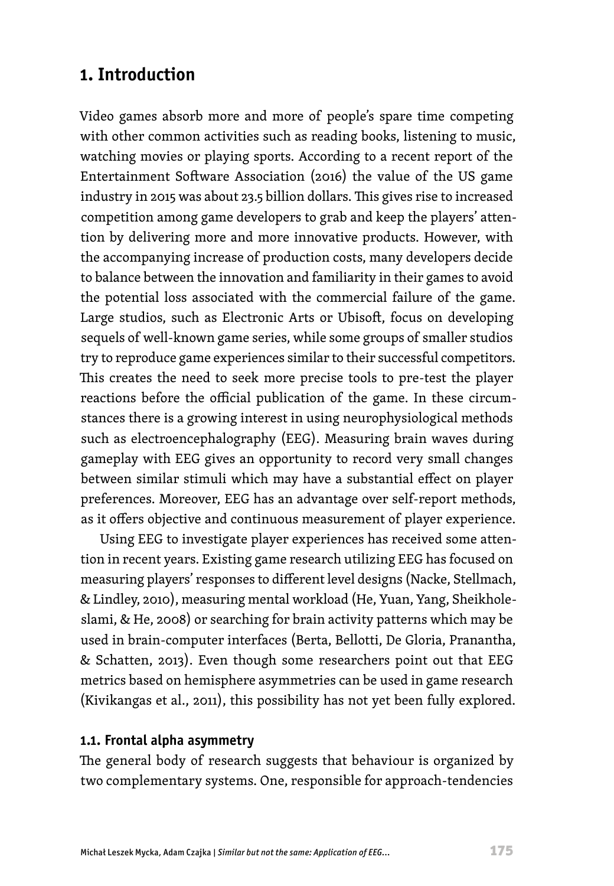## 1. Introduction

Video games absorb more and more of people's spare time competing with other common activities such as reading books, listening to music, watching movies or playing sports. According to a recent report of the Entertainment Software Association (2016) the value of the US game industry in 2015 was about 23.5 billion dollars. This gives rise to increased competition among game developers to grab and keep the players' attention by delivering more and more innovative products. However, with the accompanying increase of production costs, many developers decide to balance between the innovation and familiarity in their games to avoid the potential loss associated with the commercial failure of the game. Large studios, such as Electronic Arts or Ubisoft, focus on developing sequels of well-known game series, while some groups of smaller studios try to reproduce game experiences similar to their successful competitors. This creates the need to seek more precise tools to pre-test the player reactions before the official publication of the game. In these circumstances there is a growing interest in using neurophysiological methods such as electroencephalography (EEG). Measuring brain waves during gameplay with EEG gives an opportunity to record very small changes between similar stimuli which may have a substantial effect on player preferences. Moreover, EEG has an advantage over self-report methods, as it offers objective and continuous measurement of player experience.

Using EEG to investigate player experiences has received some attention in recent years. Existing game research utilizing EEG has focused on measuring players' responses to different level designs (Nacke, Stellmach, & Lindley, 2010), measuring mental workload (He, Yuan, Yang, Sheikholeslami, & He, 2008) or searching for brain activity patterns which may be used in brain-computer interfaces (Berta, Bellotti, De Gloria, Pranantha, & Schatten, 2013). Even though some researchers point out that EEG metrics based on hemisphere asymmetries can be used in game research (Kivikangas et al., 2011), this possibility has not yet been fully explored.

### 1.1. Frontal alpha asymmetry

The general body of research suggests that behaviour is organized by two complementary systems. One, responsible for approach-tendencies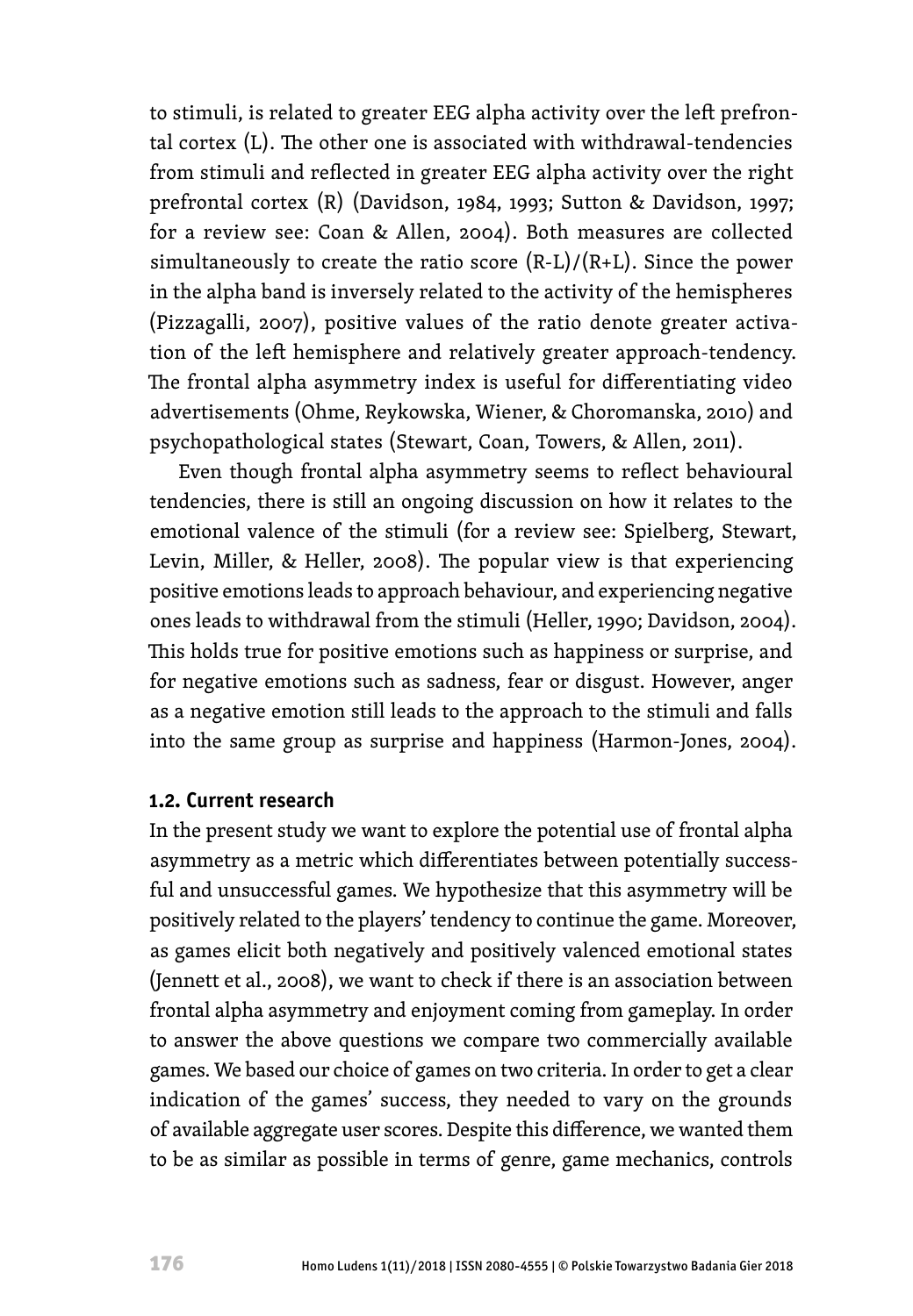to stimuli, is related to greater EEG alpha activity over the left prefrontal cortex (L). The other one is associated with withdrawal-tendencies from stimuli and reflected in greater EEG alpha activity over the right prefrontal cortex (R) (Davidson, 1984, 1993; Sutton & Davidson, 1997; for a review see: Coan & Allen, 2004). Both measures are collected simultaneously to create the ratio score $(R-L)/(R+L)$. Since the power in the alpha band is inversely related to the activity of the hemispheres (Pizzagalli, 2007), positive values of the ratio denote greater activation of the left hemisphere and relatively greater approach-tendency. The frontal alpha asymmetry index is useful for differentiating video advertisements (Ohme, Reykowska, Wiener, & Choromanska, 2010) and psychopathological states (Stewart, Coan, Towers, & Allen, 2011).

Even though frontal alpha asymmetry seems to reflect behavioural tendencies, there is still an ongoing discussion on how it relates to the emotional valence of the stimuli (for a review see: Spielberg, Stewart, Levin, Miller, & Heller, 2008). The popular view is that experiencing positive emotions leads to approach behaviour, and experiencing negative ones leads to withdrawal from the stimuli (Heller, 1990; Davidson, 2004). This holds true for positive emotions such as happiness or surprise, and for negative emotions such as sadness, fear or disgust. However, anger as a negative emotion still leads to the approach to the stimuli and falls into the same group as surprise and happiness (Harmon-Jones, 2004).

### 1.2. Current research

In the present study we want to explore the potential use of frontal alpha asymmetry as a metric which differentiates between potentially successful and unsuccessful games. We hypothesize that this asymmetry will be positively related to the players' tendency to continue the game. Moreover, as games elicit both negatively and positively valenced emotional states (Jennett et al., 2008), we want to check if there is an association between frontal alpha asymmetry and enjoyment coming from gameplay. In order to answer the above questions we compare two commercially available games. We based our choice of games on two criteria. In order to get a clear indication of the games' success, they needed to vary on the grounds of available aggregate user scores. Despite this difference, we wanted them to be as similar as possible in terms of genre, game mechanics, controls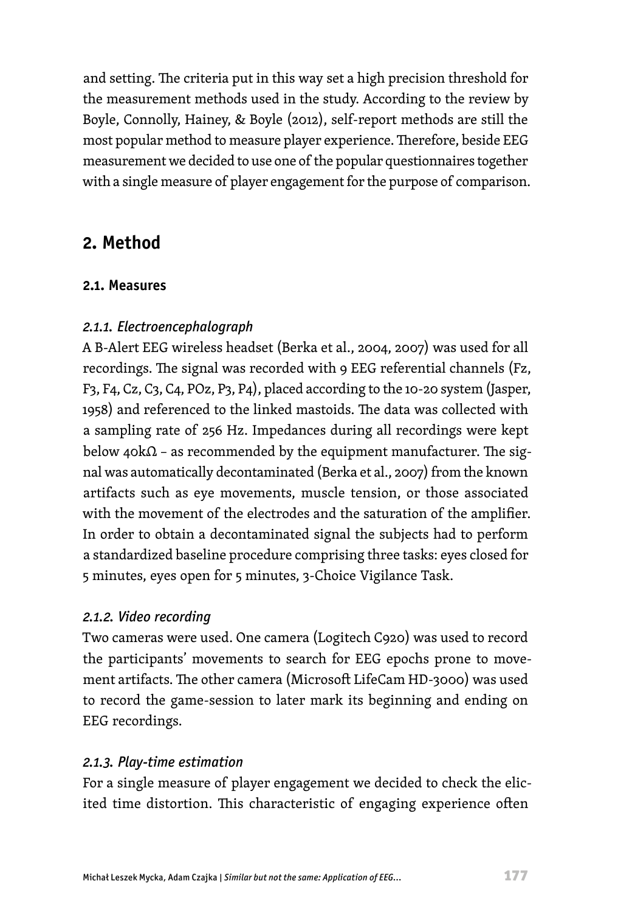and setting. The criteria put in this way set a high precision threshold for the measurement methods used in the study. According to the review by Boyle, Connolly, Hainey, & Boyle (2012), self-report methods are still the most popular method to measure player experience. Therefore, beside EEG measurement we decided to use one of the popular questionnaires together with a single measure of player engagement for the purpose of comparison.

## 2. Method

### 2.1. Measures

#### *2.1.1. Electroencephalograph*

A B-Alert EEG wireless headset (Berka et al., 2004, 2007) was used for all recordings. The signal was recorded with 9 EEG referential channels (Fz, F3, F4, Cz, C3, C4, POz, P3, P4), placed according to the 10-20 system (Jasper, 1958) and referenced to the linked mastoids. The data was collected with a sampling rate of 256 Hz. Impedances during all recordings were kept below 40kΩ – as recommended by the equipment manufacturer. The signal was automatically decontaminated (Berka et al., 2007) from the known artifacts such as eye movements, muscle tension, or those associated with the movement of the electrodes and the saturation of the amplifier. In order to obtain a decontaminated signal the subjects had to perform a standardized baseline procedure comprising three tasks: eyes closed for 5 minutes, eyes open for 5 minutes, 3-Choice Vigilance Task.

#### *2.1.2. Video recording*

Two cameras were used. One camera (Logitech C920) was used to record the participants' movements to search for EEG epochs prone to movement artifacts. The other camera (Microsoft LifeCam HD-3000) was used to record the game-session to later mark its beginning and ending on EEG recordings.

#### *2.1.3. Play-time estimation*

For a single measure of player engagement we decided to check the elicited time distortion. This characteristic of engaging experience often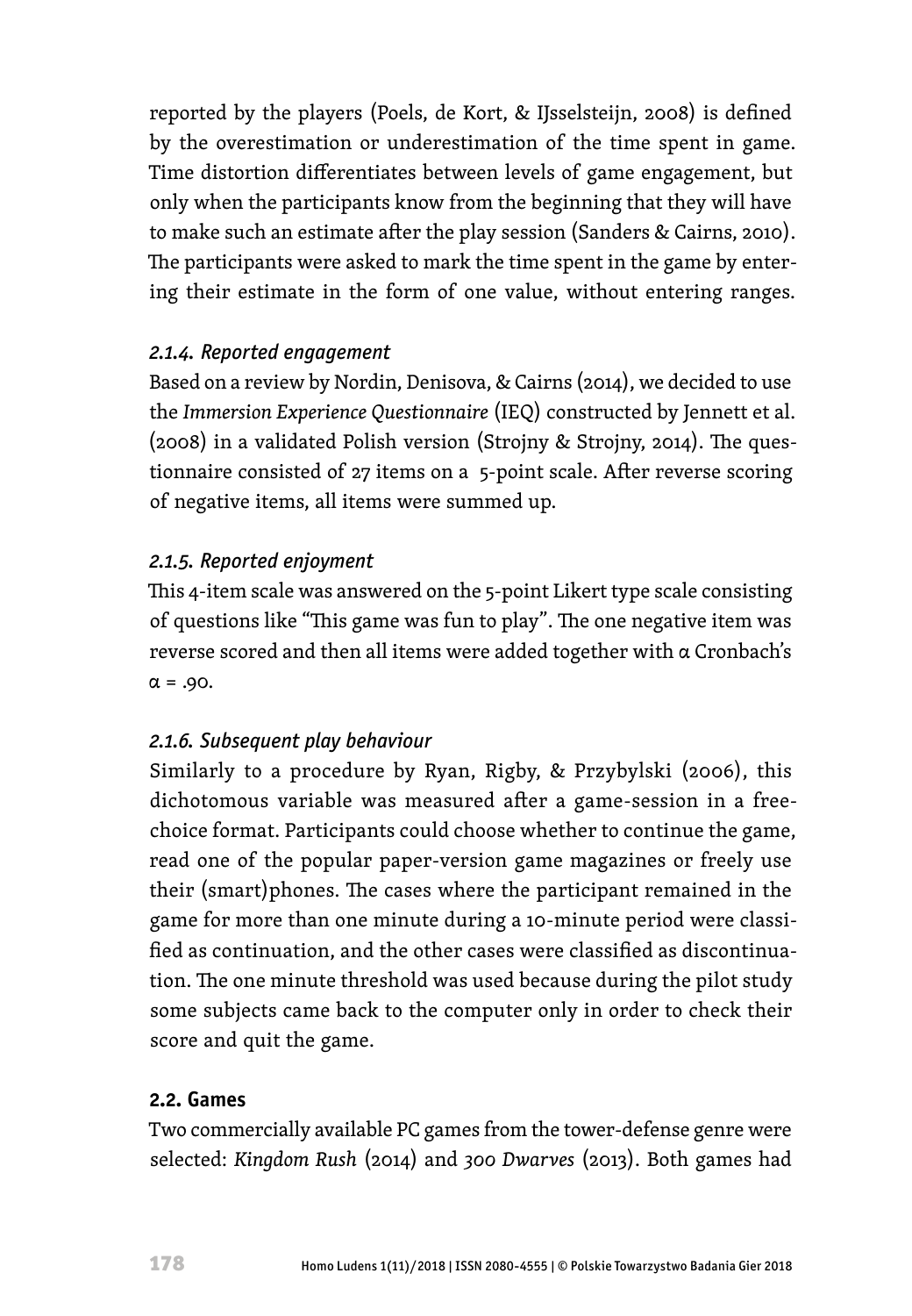reported by the players (Poels, de Kort, & IJsselsteijn, 2008) is defined by the overestimation or underestimation of the time spent in game. Time distortion differentiates between levels of game engagement, but only when the participants know from the beginning that they will have to make such an estimate after the play session (Sanders & Cairns, 2010). The participants were asked to mark the time spent in the game by entering their estimate in the form of one value, without entering ranges.

### *2.1.4. Reported engagement*

Based on a review by Nordin, Denisova, & Cairns (2014), we decided to use the *Immersion Experience Questionnaire* (IEQ) constructed by Jennett et al. (2008) in a validated Polish version (Strojny & Strojny, 2014). The questionnaire consisted of 27 items on a 5-point scale. After reverse scoring of negative items, all items were summed up.

### *2.1.5. Reported enjoyment*

This 4-item scale was answered on the 5-point Likert type scale consisting of questions like "This game was fun to play". The one negative item was reverse scored and then all items were added together with α Cronbach's $\alpha = .90$.

### *2.1.6. Subsequent play behaviour*

Similarly to a procedure by Ryan, Rigby, & Przybylski (2006), this dichotomous variable was measured after a game-session in a free-choice format. Participants could choose whether to continue the game, read one of the popular paper-version game magazines or freely use their (smart)phones. The cases where the participant remained in the game for more than one minute during a 10-minute period were classified as continuation, and the other cases were classified as discontinuation. The one minute threshold was used because during the pilot study some subjects came back to the computer only in order to check their score and quit the game.

## **2.2. Games**

Two commercially available PC games from the tower-defense genre were selected: *Kingdom Rush* (2014) and *300 Dwarves* (2013). Both games had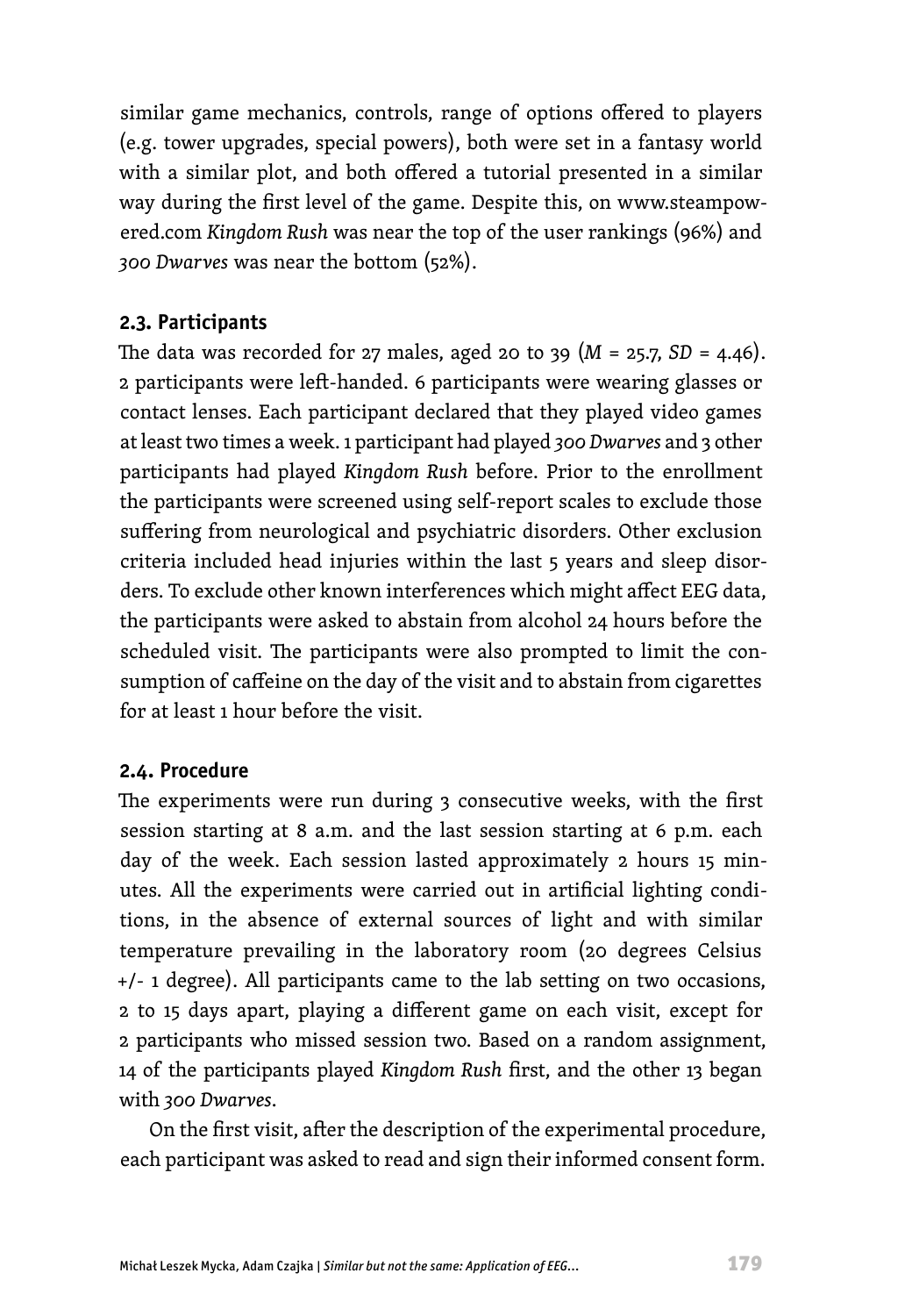similar game mechanics, controls, range of options offered to players (e.g. tower upgrades, special powers), both were set in a fantasy world with a similar plot, and both offered a tutorial presented in a similar way during the first level of the game. Despite this, on www.steampowered.com *Kingdom Rush* was near the top of the user rankings (96%) and *300 Dwarves* was near the bottom (52%).

### 2.3. Participants

The data was recorded for 27 males, aged 20 to 39 ($M = 25.7$, $SD = 4.46$). 2 participants were left-handed. 6 participants were wearing glasses or contact lenses. Each participant declared that they played video games at least two times a week. 1 participant had played *300 Dwarves* and 3 other participants had played *Kingdom Rush* before. Prior to the enrollment the participants were screened using self-report scales to exclude those suffering from neurological and psychiatric disorders. Other exclusion criteria included head injuries within the last 5 years and sleep disorders. To exclude other known interferences which might affect EEG data, the participants were asked to abstain from alcohol 24 hours before the scheduled visit. The participants were also prompted to limit the consumption of caffeine on the day of the visit and to abstain from cigarettes for at least 1 hour before the visit.

### 2.4. Procedure

The experiments were run during 3 consecutive weeks, with the first session starting at 8 a.m. and the last session starting at 6 p.m. each day of the week. Each session lasted approximately 2 hours 15 minutes. All the experiments were carried out in artificial lighting conditions, in the absence of external sources of light and with similar temperature prevailing in the laboratory room (20 degrees Celsius +/- 1 degree). All participants came to the lab setting on two occasions, 2 to 15 days apart, playing a different game on each visit, except for 2 participants who missed session two. Based on a random assignment, 14 of the participants played *Kingdom Rush* first, and the other 13 began with *300 Dwarves*.

On the first visit, after the description of the experimental procedure, each participant was asked to read and sign their informed consent form.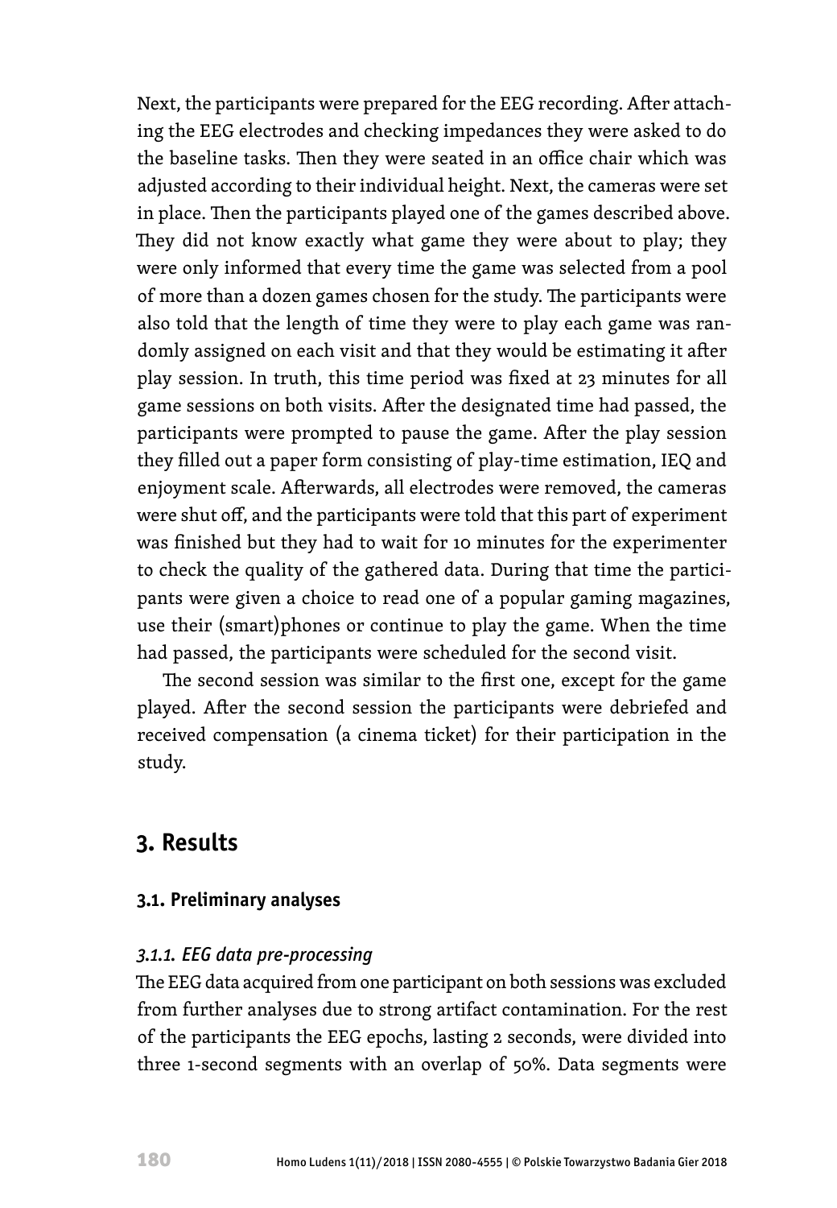Next, the participants were prepared for the EEG recording. After attaching the EEG electrodes and checking impedances they were asked to do the baseline tasks. Then they were seated in an office chair which was adjusted according to their individual height. Next, the cameras were set in place. Then the participants played one of the games described above. They did not know exactly what game they were about to play; they were only informed that every time the game was selected from a pool of more than a dozen games chosen for the study. The participants were also told that the length of time they were to play each game was randomly assigned on each visit and that they would be estimating it after play session. In truth, this time period was fixed at 23 minutes for all game sessions on both visits. After the designated time had passed, the participants were prompted to pause the game. After the play session they filled out a paper form consisting of play-time estimation, IEQ and enjoyment scale. Afterwards, all electrodes were removed, the cameras were shut off, and the participants were told that this part of experiment was finished but they had to wait for 10 minutes for the experimenter to check the quality of the gathered data. During that time the participants were given a choice to read one of a popular gaming magazines, use their (smart)phones or continue to play the game. When the time had passed, the participants were scheduled for the second visit.

The second session was similar to the first one, except for the game played. After the second session the participants were debriefed and received compensation (a cinema ticket) for their participation in the study.

## 3. Results

### 3.1. Preliminary analyses

#### *3.1.1. EEG data pre-processing*

The EEG data acquired from one participant on both sessions was excluded from further analyses due to strong artifact contamination. For the rest of the participants the EEG epochs, lasting 2 seconds, were divided into three 1-second segments with an overlap of 50%. Data segments were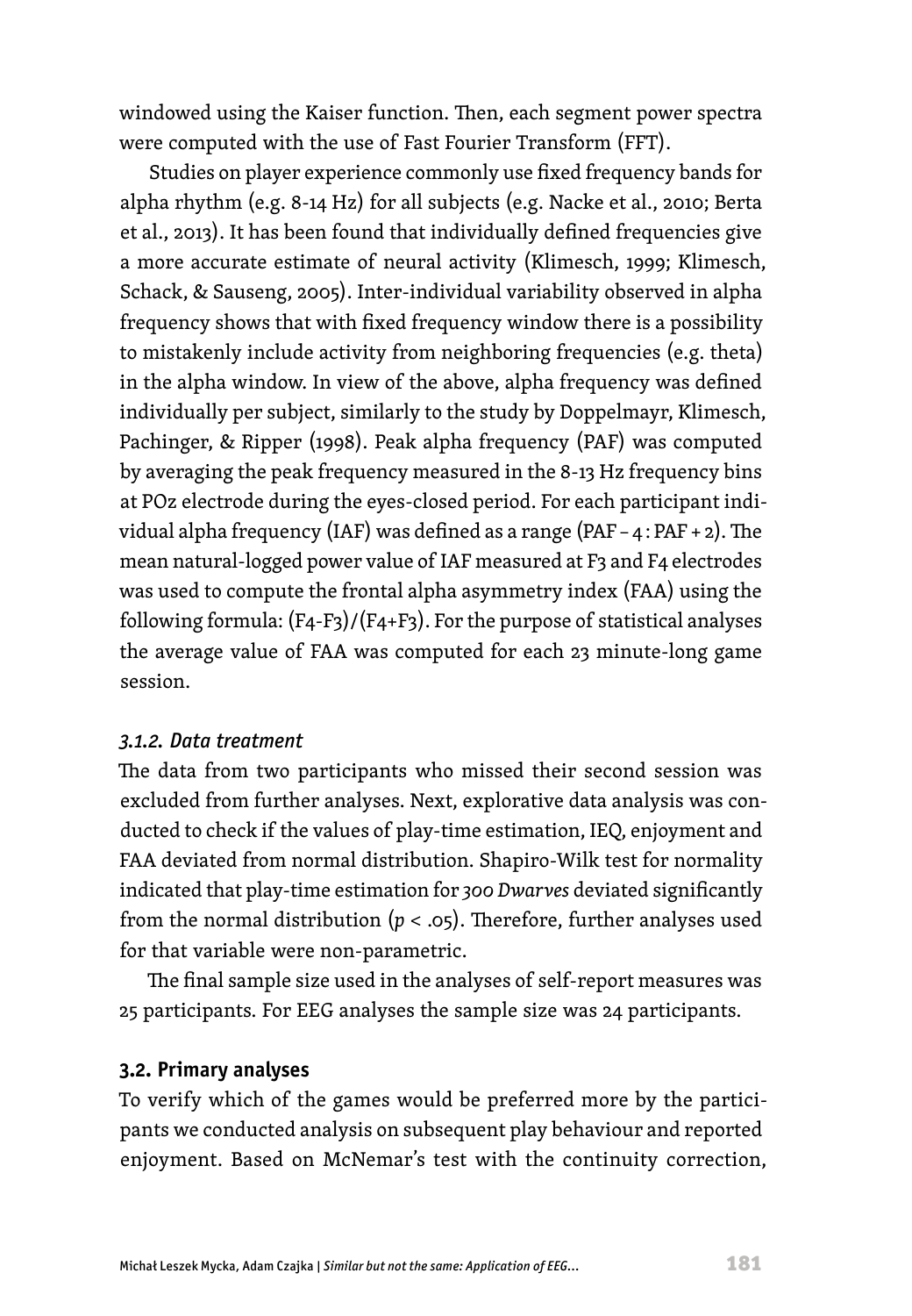windowed using the Kaiser function. Then, each segment power spectra were computed with the use of Fast Fourier Transform (FFT).

Studies on player experience commonly use fixed frequency bands for alpha rhythm (e.g. 8-14 Hz) for all subjects (e.g. Nacke et al., 2010; Berta et al., 2013). It has been found that individually defined frequencies give a more accurate estimate of neural activity (Klimesch, 1999; Klimesch, Schack, & Sauseng, 2005). Inter-individual variability observed in alpha frequency shows that with fixed frequency window there is a possibility to mistakenly include activity from neighboring frequencies (e.g. theta) in the alpha window. In view of the above, alpha frequency was defined individually per subject, similarly to the study by Doppelmayr, Klimesch, Pachinger, & Ripper (1998). Peak alpha frequency (PAF) was computed by averaging the peak frequency measured in the 8-13 Hz frequency bins at POz electrode during the eyes-closed period. For each participant individual alpha frequency (IAF) was defined as a range (PAF – 4 : PAF + 2). The mean natural-logged power value of IAF measured at F3 and F4 electrodes was used to compute the frontal alpha asymmetry index (FAA) using the following formula: (F4-F3)/(F4+F3). For the purpose of statistical analyses the average value of FAA was computed for each 23 minute-long game session.

### *3.1.2. Data treatment*

The data from two participants who missed their second session was excluded from further analyses. Next, explorative data analysis was conducted to check if the values of play-time estimation, IEQ, enjoyment and FAA deviated from normal distribution. Shapiro-Wilk test for normality indicated that play-time estimation for *300 Dwarves* deviated significantly from the normal distribution ($p < .05$). Therefore, further analyses used for that variable were non-parametric.

The final sample size used in the analyses of self-report measures was 25 participants. For EEG analyses the sample size was 24 participants.

## **3.2. Primary analyses**

To verify which of the games would be preferred more by the participants we conducted analysis on subsequent play behaviour and reported enjoyment. Based on McNemar's test with the continuity correction,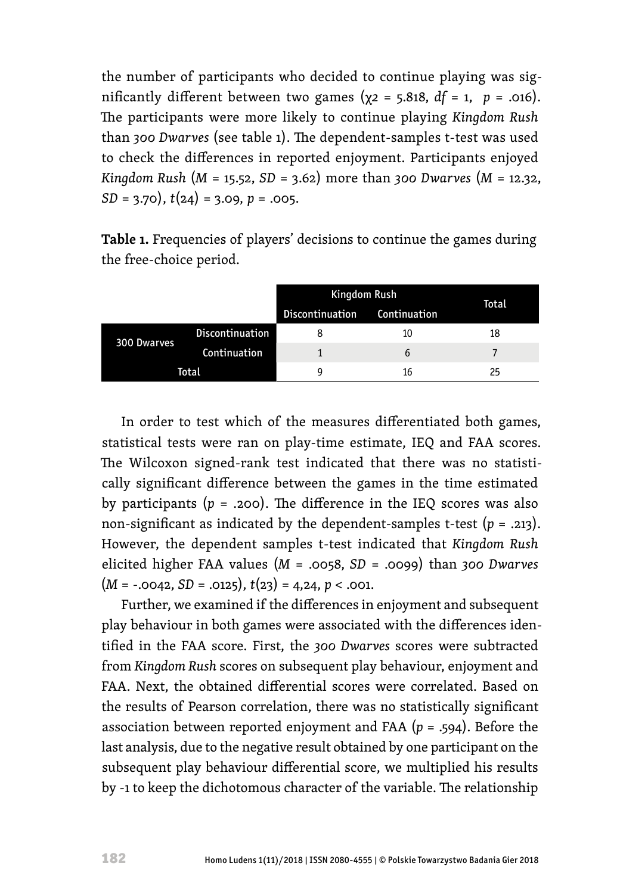the number of participants who decided to continue playing was significantly different between two games ($\chi 2 = 5.818$, $df = 1$, $p = .016$). The participants were more likely to continue playing *Kingdom Rush* than *300 Dwarves* (see table 1). The dependent-samples t-test was used to check the differences in reported enjoyment. Participants enjoyed *Kingdom Rush* ($M = 15.52$, $SD = 3.62$) more than *300 Dwarves* ($M = 12.32$, $SD = 3.70$), $t(24) = 3.09$, $p = .005$.

**Table 1.** Frequencies of players' decisions to continue the games during the free-choice period.

| | | Kingdom Rush | | Total |
|---|---|---|---|---|
| | | Discontinuation | Continuation | |
| 300 Dwarves | Discontinuation | 8 | 10 | 18 |
| | Continuation | 1 | 6 | 7 |
| Total | | 9 | 16 | 25 |

In order to test which of the measures differentiated both games, statistical tests were ran on play-time estimate, IEQ and FAA scores. The Wilcoxon signed-rank test indicated that there was no statistically significant difference between the games in the time estimated by participants ($p = .200$). The difference in the IEQ scores was also non-significant as indicated by the dependent-samples t-test ($p = .213$). However, the dependent samples t-test indicated that *Kingdom Rush* elicited higher FAA values ($M = .0058$, $SD = .0099$) than *300 Dwarves* ($M = -.0042$, $SD = .0125$), $t(23) = 4{,}24$, $p < .001$.

Further, we examined if the differences in enjoyment and subsequent play behaviour in both games were associated with the differences identified in the FAA score. First, the *300 Dwarves* scores were subtracted from *Kingdom Rush* scores on subsequent play behaviour, enjoyment and FAA. Next, the obtained differential scores were correlated. Based on the results of Pearson correlation, there was no statistically significant association between reported enjoyment and FAA ($p = .594$). Before the last analysis, due to the negative result obtained by one participant on the subsequent play behaviour differential score, we multiplied his results by -1 to keep the dichotomous character of the variable. The relationship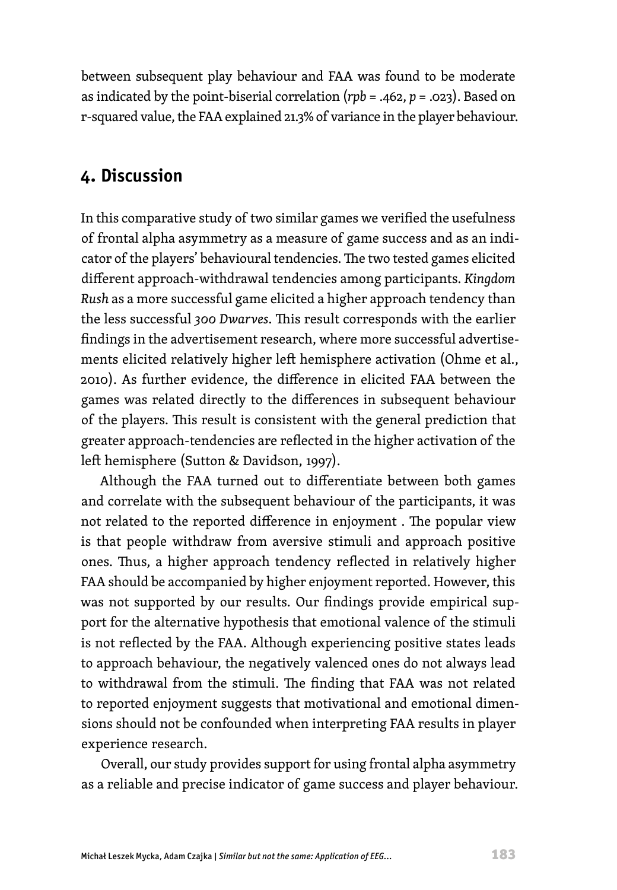between subsequent play behaviour and FAA was found to be moderate as indicated by the point-biserial correlation ($r_{pb}$ = .462, $p$ = .023). Based on r-squared value, the FAA explained 21.3% of variance in the player behaviour.

## 4. Discussion

In this comparative study of two similar games we verified the usefulness of frontal alpha asymmetry as a measure of game success and as an indicator of the players' behavioural tendencies. The two tested games elicited different approach-withdrawal tendencies among participants. *Kingdom Rush* as a more successful game elicited a higher approach tendency than the less successful *300 Dwarves*. This result corresponds with the earlier findings in the advertisement research, where more successful advertisements elicited relatively higher left hemisphere activation (Ohme et al., 2010). As further evidence, the difference in elicited FAA between the games was related directly to the differences in subsequent behaviour of the players. This result is consistent with the general prediction that greater approach-tendencies are reflected in the higher activation of the left hemisphere (Sutton & Davidson, 1997).

Although the FAA turned out to differentiate between both games and correlate with the subsequent behaviour of the participants, it was not related to the reported difference in enjoyment . The popular view is that people withdraw from aversive stimuli and approach positive ones. Thus, a higher approach tendency reflected in relatively higher FAA should be accompanied by higher enjoyment reported. However, this was not supported by our results. Our findings provide empirical support for the alternative hypothesis that emotional valence of the stimuli is not reflected by the FAA. Although experiencing positive states leads to approach behaviour, the negatively valenced ones do not always lead to withdrawal from the stimuli. The finding that FAA was not related to reported enjoyment suggests that motivational and emotional dimensions should not be confounded when interpreting FAA results in player experience research.

Overall, our study provides support for using frontal alpha asymmetry as a reliable and precise indicator of game success and player behaviour.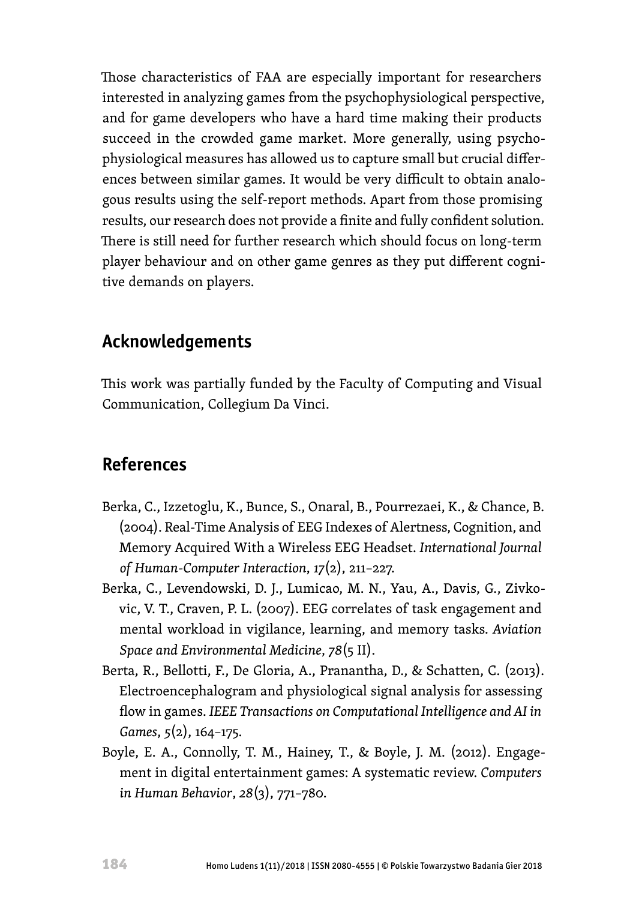Those characteristics of FAA are especially important for researchers interested in analyzing games from the psychophysiological perspective, and for game developers who have a hard time making their products succeed in the crowded game market. More generally, using psychophysiological measures has allowed us to capture small but crucial differences between similar games. It would be very difficult to obtain analogous results using the self-report methods. Apart from those promising results, our research does not provide a finite and fully confident solution. There is still need for further research which should focus on long-term player behaviour and on other game genres as they put different cognitive demands on players.

## Acknowledgements

This work was partially funded by the Faculty of Computing and Visual Communication, Collegium Da Vinci.

## References

Berka, C., Izzetoglu, K., Bunce, S., Onaral, B., Pourrezaei, K., & Chance, B. (2004). Real-Time Analysis of EEG Indexes of Alertness, Cognition, and Memory Acquired With a Wireless EEG Headset. *International Journal of Human-Computer Interaction*, *17*(2), 211–227.

Berka, C., Levendowski, D. J., Lumicao, M. N., Yau, A., Davis, G., Zivkovic, V. T., Craven, P. L. (2007). EEG correlates of task engagement and mental workload in vigilance, learning, and memory tasks. *Aviation Space and Environmental Medicine*, *78*(5 II).

Berta, R., Bellotti, F., De Gloria, A., Pranantha, D., & Schatten, C. (2013). Electroencephalogram and physiological signal analysis for assessing flow in games. *IEEE Transactions on Computational Intelligence and AI in Games*, *5*(2), 164–175.

Boyle, E. A., Connolly, T. M., Hainey, T., & Boyle, J. M. (2012). Engagement in digital entertainment games: A systematic review. *Computers in Human Behavior*, *28*(3), 771–780.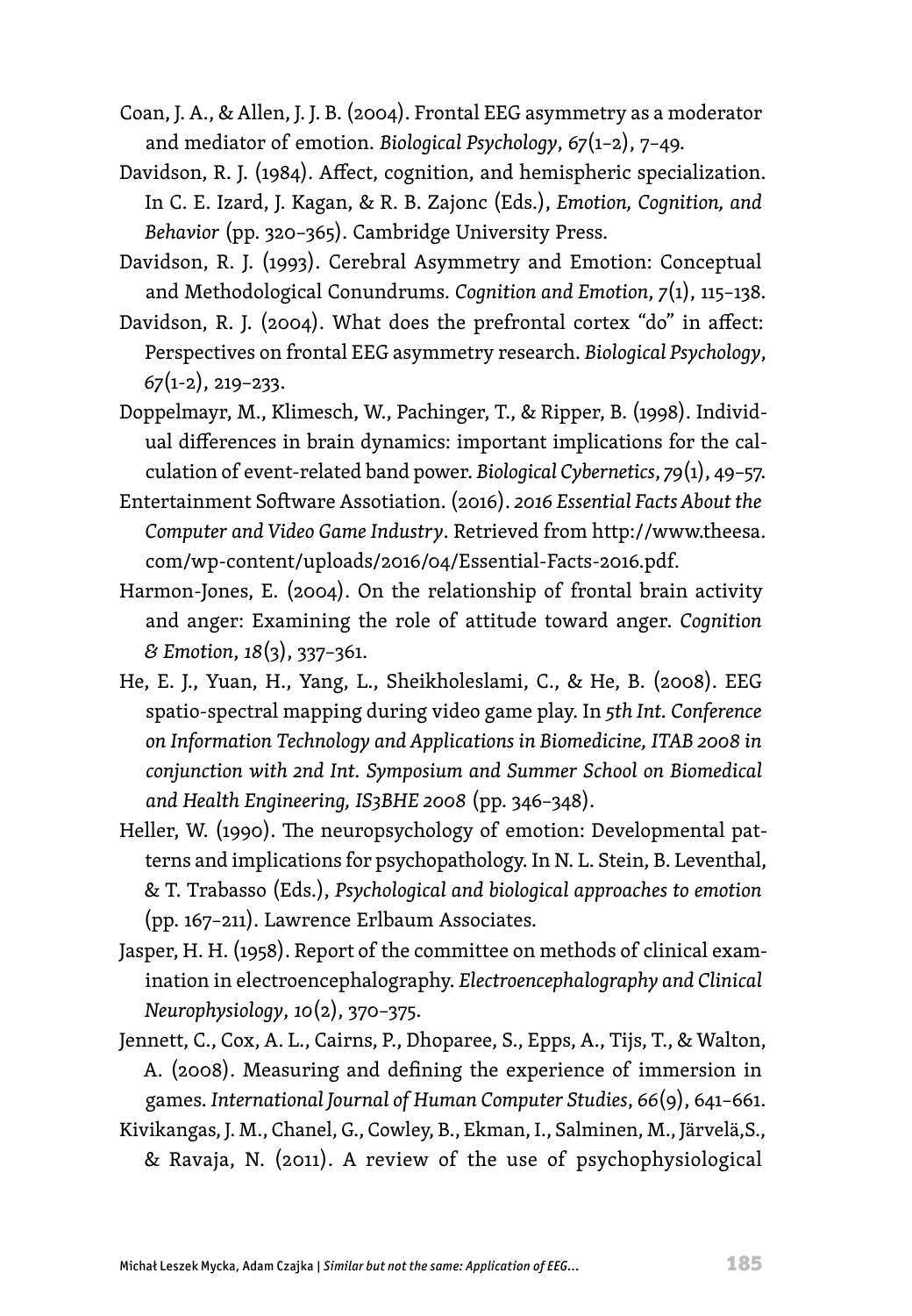Coan, J. A., & Allen, J. J. B. (2004). Frontal EEG asymmetry as a moderator and mediator of emotion. *Biological Psychology*, *67*(1–2), 7–49.

Davidson, R. J. (1984). Affect, cognition, and hemispheric specialization. In C. E. Izard, J. Kagan, & R. B. Zajonc (Eds.), *Emotion, Cognition, and Behavior* (pp. 320–365). Cambridge University Press.

Davidson, R. J. (1993). Cerebral Asymmetry and Emotion: Conceptual and Methodological Conundrums. *Cognition and Emotion*, *7*(1), 115–138.

Davidson, R. J. (2004). What does the prefrontal cortex "do" in affect: Perspectives on frontal EEG asymmetry research. *Biological Psychology*, *67*(1-2), 219–233.

Doppelmayr, M., Klimesch, W., Pachinger, T., & Ripper, B. (1998). Individual differences in brain dynamics: important implications for the calculation of event-related band power. *Biological Cybernetics*, *79*(1), 49–57.

Entertainment Software Assotiation. (2016). *2016 Essential Facts About the Computer and Video Game Industry*. Retrieved from http://www.theesa.com/wp-content/uploads/2016/04/Essential-Facts-2016.pdf.

Harmon-Jones, E. (2004). On the relationship of frontal brain activity and anger: Examining the role of attitude toward anger. *Cognition & Emotion*, *18*(3), 337–361.

He, E. J., Yuan, H., Yang, L., Sheikholeslami, C., & He, B. (2008). EEG spatio-spectral mapping during video game play. In *5th Int. Conference on Information Technology and Applications in Biomedicine, ITAB 2008 in conjunction with 2nd Int. Symposium and Summer School on Biomedical and Health Engineering, IS3BHE 2008* (pp. 346–348).

Heller, W. (1990). The neuropsychology of emotion: Developmental patterns and implications for psychopathology. In N. L. Stein, B. Leventhal, & T. Trabasso (Eds.), *Psychological and biological approaches to emotion* (pp. 167–211). Lawrence Erlbaum Associates.

Jasper, H. H. (1958). Report of the committee on methods of clinical examination in electroencephalography. *Electroencephalography and Clinical Neurophysiology*, *10*(2), 370–375.

Jennett, C., Cox, A. L., Cairns, P., Dhoparee, S., Epps, A., Tijs, T., & Walton, A. (2008). Measuring and defining the experience of immersion in games. *International Journal of Human Computer Studies*, *66*(9), 641–661.

Kivikangas, J. M., Chanel, G., Cowley, B., Ekman, I., Salminen, M., Järvelä,S., & Ravaja, N. (2011). A review of the use of psychophysiological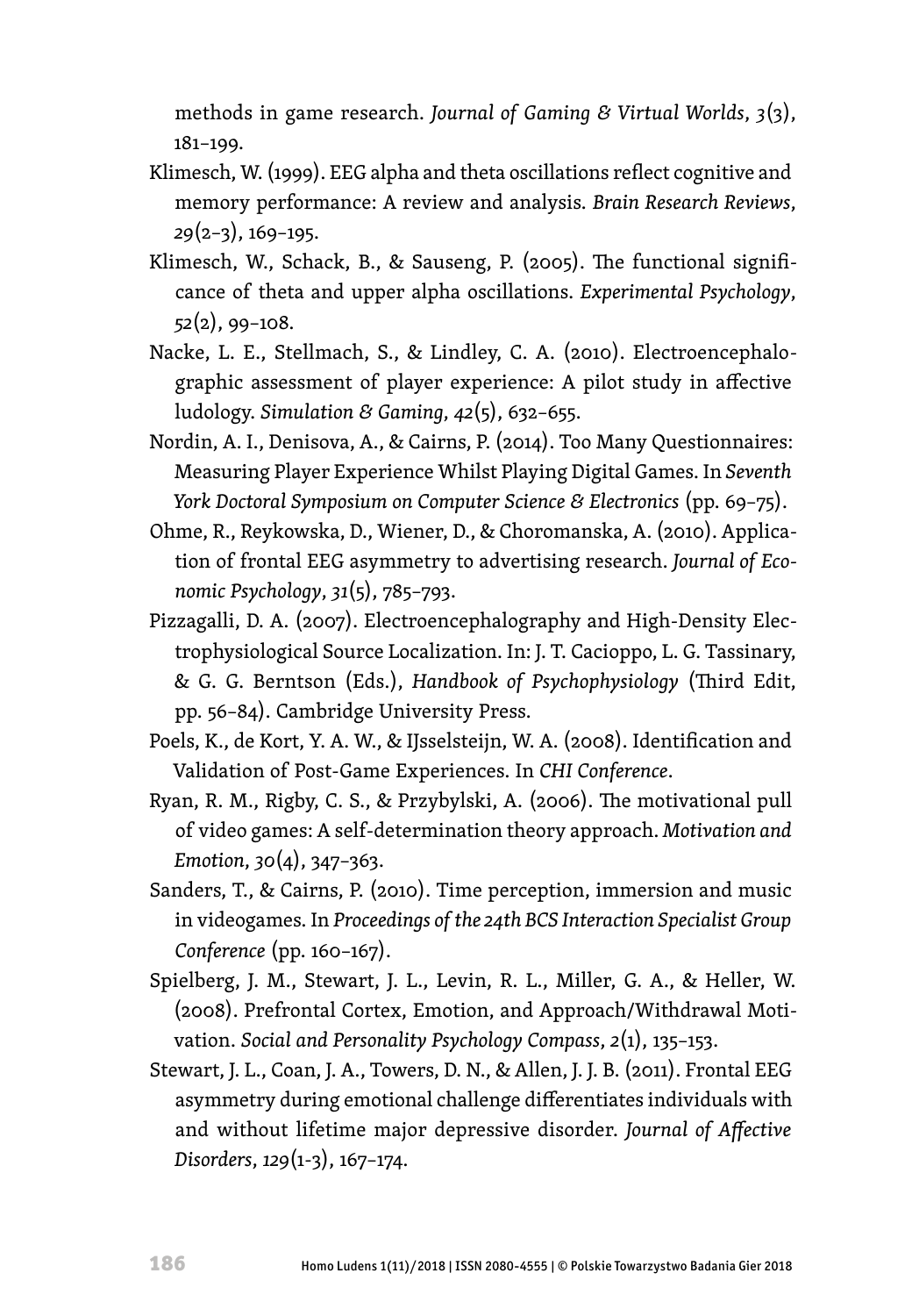methods in game research. *Journal of Gaming & Virtual Worlds*, *3*(3), 181–199.

Klimesch, W. (1999). EEG alpha and theta oscillations reflect cognitive and memory performance: A review and analysis. *Brain Research Reviews*, *29*(2–3), 169–195.

Klimesch, W., Schack, B., & Sauseng, P. (2005). The functional significance of theta and upper alpha oscillations. *Experimental Psychology*, *52*(2), 99–108.

Nacke, L. E., Stellmach, S., & Lindley, C. A. (2010). Electroencephalographic assessment of player experience: A pilot study in affective ludology. *Simulation & Gaming*, *42*(5), 632–655.

Nordin, A. I., Denisova, A., & Cairns, P. (2014). Too Many Questionnaires: Measuring Player Experience Whilst Playing Digital Games. In *Seventh York Doctoral Symposium on Computer Science & Electronics* (pp. 69–75).

Ohme, R., Reykowska, D., Wiener, D., & Choromanska, A. (2010). Application of frontal EEG asymmetry to advertising research. *Journal of Economic Psychology*, *31*(5), 785–793.

Pizzagalli, D. A. (2007). Electroencephalography and High-Density Electrophysiological Source Localization. In: J. T. Cacioppo, L. G. Tassinary, & G. G. Berntson (Eds.), *Handbook of Psychophysiology* (Third Edit, pp. 56–84). Cambridge University Press.

Poels, K., de Kort, Y. A. W., & IJsselsteijn, W. A. (2008). Identification and Validation of Post-Game Experiences. In *CHI Conference*.

Ryan, R. M., Rigby, C. S., & Przybylski, A. (2006). The motivational pull of video games: A self-determination theory approach. *Motivation and Emotion*, *30*(4), 347–363.

Sanders, T., & Cairns, P. (2010). Time perception, immersion and music in videogames. In *Proceedings of the 24th BCS Interaction Specialist Group Conference* (pp. 160–167).

Spielberg, J. M., Stewart, J. L., Levin, R. L., Miller, G. A., & Heller, W. (2008). Prefrontal Cortex, Emotion, and Approach/Withdrawal Motivation. *Social and Personality Psychology Compass*, *2*(1), 135–153.

Stewart, J. L., Coan, J. A., Towers, D. N., & Allen, J. J. B. (2011). Frontal EEG asymmetry during emotional challenge differentiates individuals with and without lifetime major depressive disorder. *Journal of Affective Disorders*, *129*(1-3), 167–174.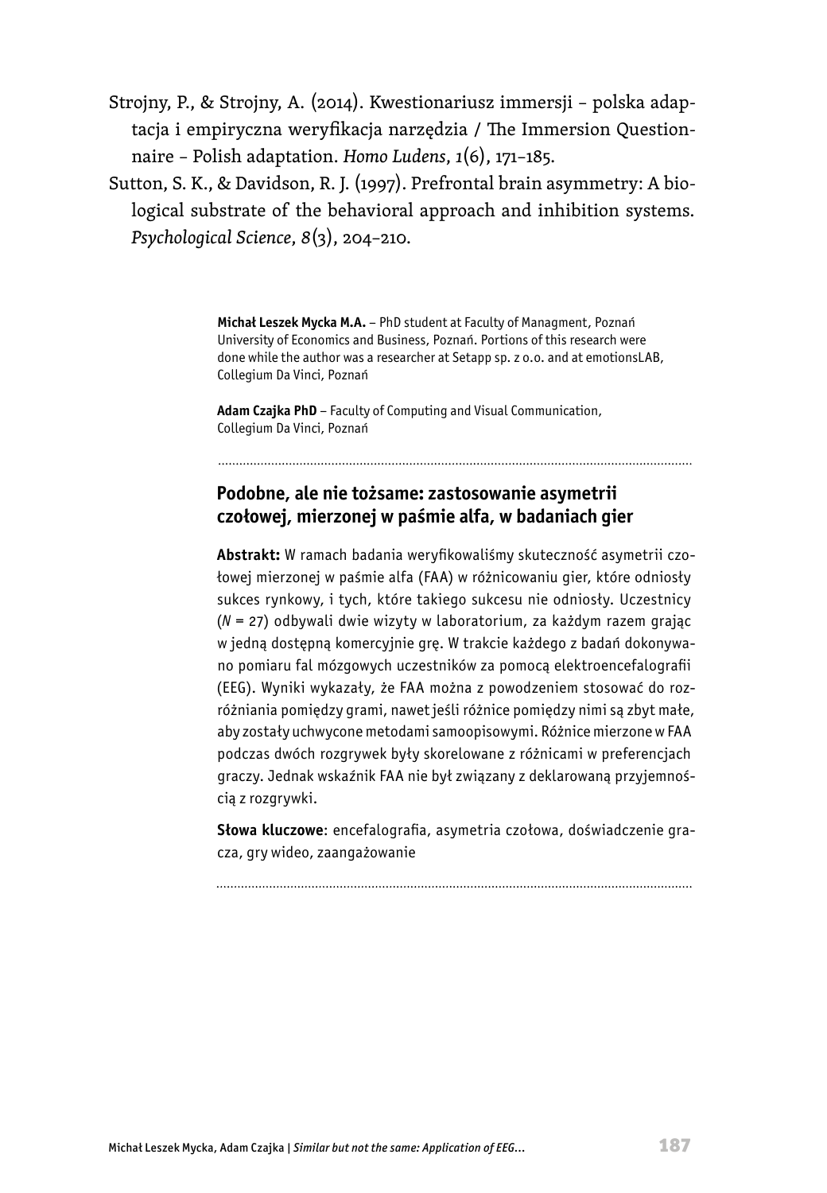Strojny, P., & Strojny, A. (2014). Kwestionariusz immersji – polska adaptacja i empiryczna weryfikacja narzędzia / The Immersion Questionnaire – Polish adaptation. *Homo Ludens*, *1*(6), 171–185.

Sutton, S. K., & Davidson, R. J. (1997). Prefrontal brain asymmetry: A biological substrate of the behavioral approach and inhibition systems. *Psychological Science*, *8*(3), 204–210.

**Michał Leszek Mycka M.A.** – PhD student at Faculty of Managment, Poznań University of Economics and Business, Poznań. Portions of this research were done while the author was a researcher at Setapp sp. z o.o. and at emotionsLAB, Collegium Da Vinci, Poznań

**Adam Czajka PhD** – Faculty of Computing and Visual Communication, Collegium Da Vinci, Poznań

## Podobne, ale nie tożsame: zastosowanie asymetrii czołowej, mierzonej w paśmie alfa, w badaniach gier

**Abstrakt:** W ramach badania weryfikowaliśmy skuteczność asymetrii czołowej mierzonej w paśmie alfa (FAA) w różnicowaniu gier, które odniosły sukces rynkowy, i tych, które takiego sukcesu nie odniosły. Uczestnicy (*N* = 27) odbywali dwie wizyty w laboratorium, za każdym razem grając w jedną dostępną komercyjnie grę. W trakcie każdego z badań dokonywano pomiaru fal mózgowych uczestników za pomocą elektroencefalografii (EEG). Wyniki wykazały, że FAA można z powodzeniem stosować do rozróżniania pomiędzy grami, nawet jeśli różnice pomiędzy nimi są zbyt małe, aby zostały uchwycone metodami samoopisowymi. Różnice mierzone w FAA podczas dwóch rozgrywek były skorelowane z różnicami w preferencjach graczy. Jednak wskaźnik FAA nie był związany z deklarowaną przyjemnością z rozgrywki.

**Słowa kluczowe**: encefalografia, asymetria czołowa, doświadczenie gracza, gry wideo, zaangażowanie